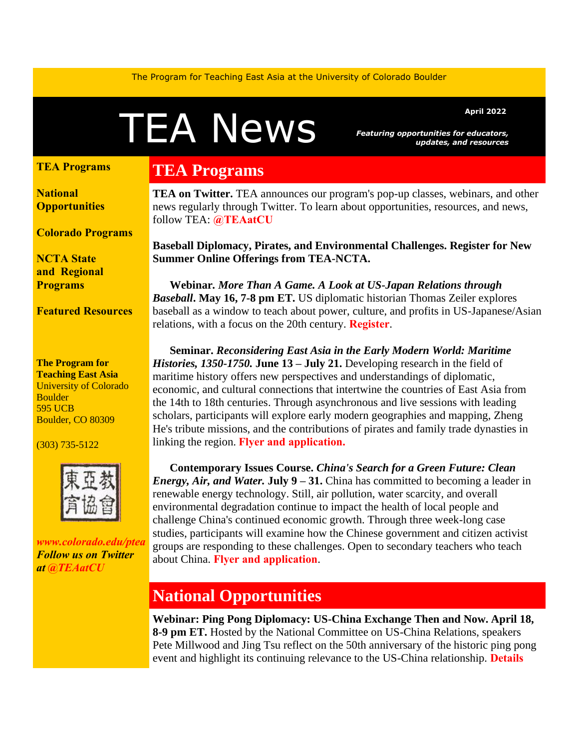The Program for Teaching East Asia at the University of Colorado Boulder

# TEA News

**April 2022**

***Featuring opportunities for educators, updates, and resources***

**TEA Programs**

**National Opportunities**

**Colorado Programs**

**NCTA State and Regional Programs**

**Featured Resources**

**The Program for Teaching East Asia**
University of Colorado Boulder
595 UCB
Boulder, CO 80309

(303) 735-5122

東亞教育協會

***www.colorado.edu/ptea***
***Follow us on Twitter at @TEAatCU***

## TEA Programs

**TEA on Twitter.** TEA announces our program's pop-up classes, webinars, and other news regularly through Twitter. To learn about opportunities, resources, and news, follow TEA: **@TEAatCU**

**Baseball Diplomacy, Pirates, and Environmental Challenges. Register for New Summer Online Offerings from TEA-NCTA.**

**Webinar.** ***More Than A Game. A Look at US-Japan Relations through Baseball*****. May 16, 7-8 pm ET.** US diplomatic historian Thomas Zeiler explores baseball as a window to teach about power, culture, and profits in US-Japanese/Asian relations, with a focus on the 20th century. **Register**.

**Seminar.** ***Reconsidering East Asia in the Early Modern World: Maritime Histories, 1350-1750.*** **June 13 – July 21.** Developing research in the field of maritime history offers new perspectives and understandings of diplomatic, economic, and cultural connections that intertwine the countries of East Asia from the 14th to 18th centuries. Through asynchronous and live sessions with leading scholars, participants will explore early modern geographies and mapping, Zheng He's tribute missions, and the contributions of pirates and family trade dynasties in linking the region. **Flyer and application.**

**Contemporary Issues Course.** ***China's Search for a Green Future: Clean Energy, Air, and Water.*** **July 9 – 31.** China has committed to becoming a leader in renewable energy technology. Still, air pollution, water scarcity, and overall environmental degradation continue to impact the health of local people and challenge China's continued economic growth. Through three week-long case studies, participants will examine how the Chinese government and citizen activist groups are responding to these challenges. Open to secondary teachers who teach about China. **Flyer and application**.

## National Opportunities

**Webinar: Ping Pong Diplomacy: US-China Exchange Then and Now. April 18, 8-9 pm ET.** Hosted by the National Committee on US-China Relations, speakers Pete Millwood and Jing Tsu reflect on the 50th anniversary of the historic ping pong event and highlight its continuing relevance to the US-China relationship. **Details**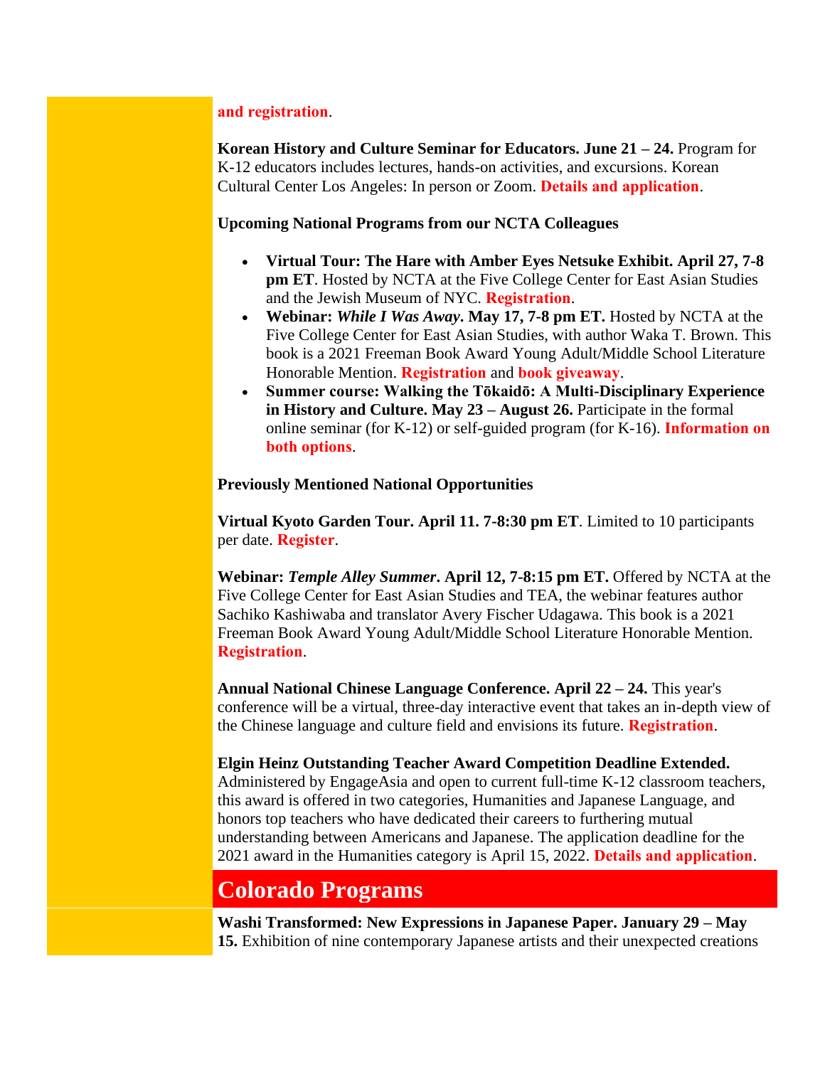**and registration**.

**Korean History and Culture Seminar for Educators. June 21 – 24.** Program for K-12 educators includes lectures, hands-on activities, and excursions. Korean Cultural Center Los Angeles: In person or Zoom. **Details and application**.

**Upcoming National Programs from our NCTA Colleagues**

- **Virtual Tour: The Hare with Amber Eyes Netsuke Exhibit. April 27, 7-8 pm ET**. Hosted by NCTA at the Five College Center for East Asian Studies and the Jewish Museum of NYC. **Registration**.
- **Webinar: *While I Was Away*. May 17, 7-8 pm ET.** Hosted by NCTA at the Five College Center for East Asian Studies, with author Waka T. Brown. This book is a 2021 Freeman Book Award Young Adult/Middle School Literature Honorable Mention. **Registration** and **book giveaway**.
- **Summer course: Walking the Tōkaidō: A Multi-Disciplinary Experience in History and Culture. May 23 – August 26.** Participate in the formal online seminar (for K-12) or self-guided program (for K-16). **Information on both options**.

**Previously Mentioned National Opportunities**

**Virtual Kyoto Garden Tour. April 11. 7-8:30 pm ET**. Limited to 10 participants per date. **Register**.

**Webinar: *Temple Alley Summer*. April 12, 7-8:15 pm ET.** Offered by NCTA at the Five College Center for East Asian Studies and TEA, the webinar features author Sachiko Kashiwaba and translator Avery Fischer Udagawa. This book is a 2021 Freeman Book Award Young Adult/Middle School Literature Honorable Mention. **Registration**.

**Annual National Chinese Language Conference. April 22 – 24.** This year's conference will be a virtual, three-day interactive event that takes an in-depth view of the Chinese language and culture field and envisions its future. **Registration**.

**Elgin Heinz Outstanding Teacher Award Competition Deadline Extended.** Administered by EngageAsia and open to current full-time K-12 classroom teachers, this award is offered in two categories, Humanities and Japanese Language, and honors top teachers who have dedicated their careers to furthering mutual understanding between Americans and Japanese. The application deadline for the 2021 award in the Humanities category is April 15, 2022. **Details and application**.

## Colorado Programs

**Washi Transformed: New Expressions in Japanese Paper. January 29 – May 15.** Exhibition of nine contemporary Japanese artists and their unexpected creations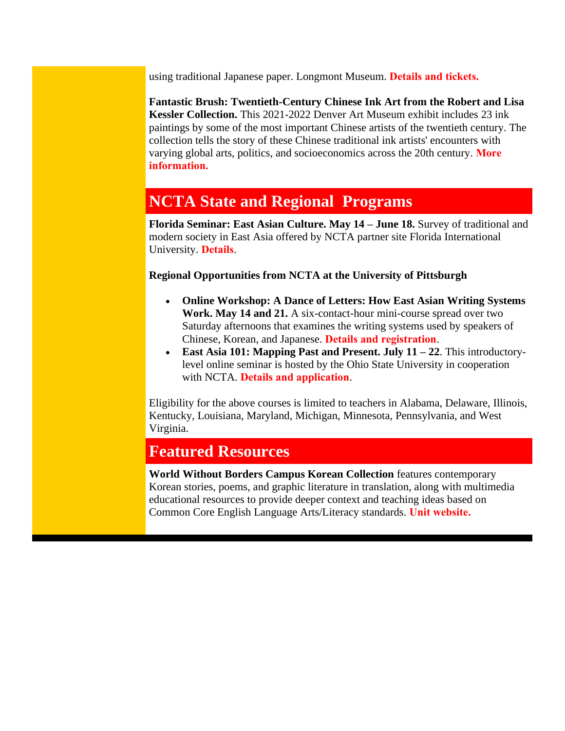using traditional Japanese paper. Longmont Museum. **Details and tickets.**

**Fantastic Brush: Twentieth-Century Chinese Ink Art from the Robert and Lisa Kessler Collection.** This 2021-2022 Denver Art Museum exhibit includes 23 ink paintings by some of the most important Chinese artists of the twentieth century. The collection tells the story of these Chinese traditional ink artists' encounters with varying global arts, politics, and socioeconomics across the 20th century. **More information.**

## NCTA State and Regional Programs

**Florida Seminar: East Asian Culture. May 14 – June 18.** Survey of traditional and modern society in East Asia offered by NCTA partner site Florida International University. **Details**.

**Regional Opportunities from NCTA at the University of Pittsburgh**

- **Online Workshop: A Dance of Letters: How East Asian Writing Systems Work. May 14 and 21.** A six-contact-hour mini-course spread over two Saturday afternoons that examines the writing systems used by speakers of Chinese, Korean, and Japanese. **Details and registration**.
- **East Asia 101: Mapping Past and Present. July 11 – 22**. This introductory-level online seminar is hosted by the Ohio State University in cooperation with NCTA. **Details and application**.

Eligibility for the above courses is limited to teachers in Alabama, Delaware, Illinois, Kentucky, Louisiana, Maryland, Michigan, Minnesota, Pennsylvania, and West Virginia.

## Featured Resources

**World Without Borders Campus Korean Collection** features contemporary Korean stories, poems, and graphic literature in translation, along with multimedia educational resources to provide deeper context and teaching ideas based on Common Core English Language Arts/Literacy standards. **Unit website.**